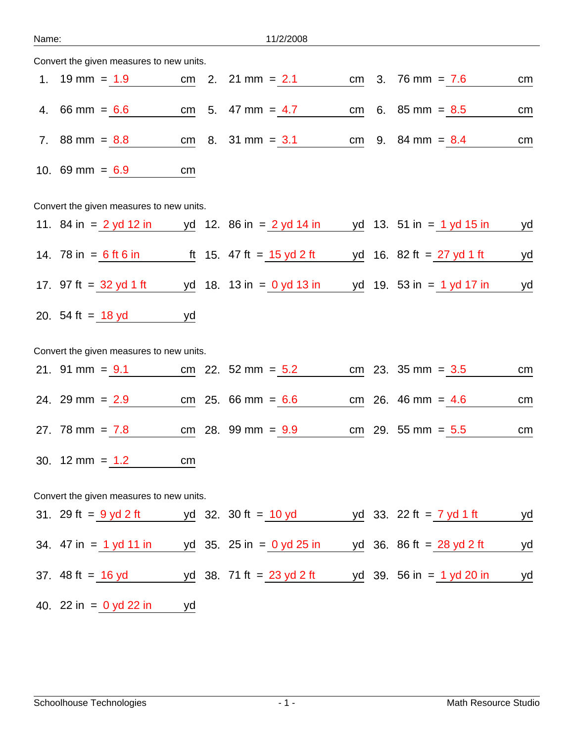Name: 11/2/2008

Convert the given measures to new units.

1. 19 mm = 1.9 cm
2. 21 mm = 2.1 cm
3. 76 mm = 7.6 cm
4. 66 mm = 6.6 cm
5. 47 mm = 4.7 cm
6. 85 mm = 8.5 cm
7. 88 mm = 8.8 cm
8. 31 mm = 3.1 cm
9. 84 mm = 8.4 cm
10. 69 mm = 6.9 cm

Convert the given measures to new units.

11. 84 in = 2 yd 12 in yd
12. 86 in = 2 yd 14 in yd
13. 51 in = 1 yd 15 in yd
14. 78 in = 6 ft 6 in ft
15. 47 ft = 15 yd 2 ft yd
16. 82 ft = 27 yd 1 ft yd
17. 97 ft = 32 yd 1 ft yd
18. 13 in = 0 yd 13 in yd
19. 53 in = 1 yd 17 in yd
20. 54 ft = 18 yd yd

Convert the given measures to new units.

21. 91 mm = 9.1 cm
22. 52 mm = 5.2 cm
23. 35 mm = 3.5 cm
24. 29 mm = 2.9 cm
25. 66 mm = 6.6 cm
26. 46 mm = 4.6 cm
27. 78 mm = 7.8 cm
28. 99 mm = 9.9 cm
29. 55 mm = 5.5 cm
30. 12 mm = 1.2 cm

Convert the given measures to new units.

31. 29 ft = 9 yd 2 ft yd
32. 30 ft = 10 yd yd
33. 22 ft = 7 yd 1 ft yd
34. 47 in = 1 yd 11 in yd
35. 25 in = 0 yd 25 in yd
36. 86 ft = 28 yd 2 ft yd
37. 48 ft = 16 yd yd
38. 71 ft = 23 yd 2 ft yd
39. 56 in = 1 yd 20 in yd
40. 22 in = 0 yd 22 in yd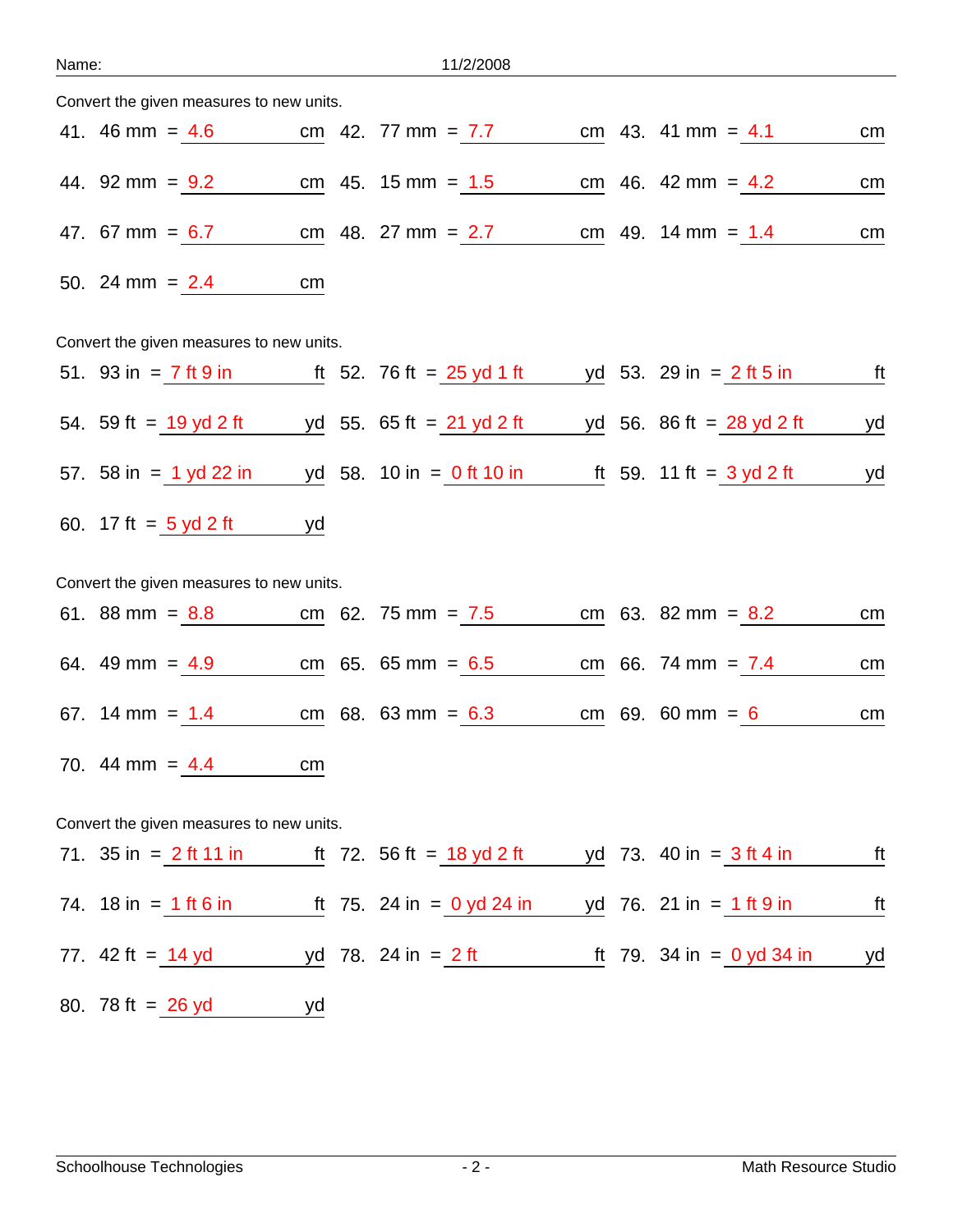Name: 11/2/2008

Convert the given measures to new units.

41. 46 mm = 4.6 cm
42. 77 mm = 7.7 cm
43. 41 mm = 4.1 cm
44. 92 mm = 9.2 cm
45. 15 mm = 1.5 cm
46. 42 mm = 4.2 cm
47. 67 mm = 6.7 cm
48. 27 mm = 2.7 cm
49. 14 mm = 1.4 cm
50. 24 mm = 2.4 cm

Convert the given measures to new units.

51. 93 in = 7 ft 9 in ft
52. 76 ft = 25 yd 1 ft yd
53. 29 in = 2 ft 5 in ft
54. 59 ft = 19 yd 2 ft yd
55. 65 ft = 21 yd 2 ft yd
56. 86 ft = 28 yd 2 ft yd
57. 58 in = 1 yd 22 in yd
58. 10 in = 0 ft 10 in ft
59. 11 ft = 3 yd 2 ft yd
60. 17 ft = 5 yd 2 ft yd

Convert the given measures to new units.

61. 88 mm = 8.8 cm
62. 75 mm = 7.5 cm
63. 82 mm = 8.2 cm
64. 49 mm = 4.9 cm
65. 65 mm = 6.5 cm
66. 74 mm = 7.4 cm
67. 14 mm = 1.4 cm
68. 63 mm = 6.3 cm
69. 60 mm = 6 cm
70. 44 mm = 4.4 cm

Convert the given measures to new units.

71. 35 in = 2 ft 11 in ft
72. 56 ft = 18 yd 2 ft yd
73. 40 in = 3 ft 4 in ft
74. 18 in = 1 ft 6 in ft
75. 24 in = 0 yd 24 in yd
76. 21 in = 1 ft 9 in ft
77. 42 ft = 14 yd yd
78. 24 in = 2 ft ft
79. 34 in = 0 yd 34 in yd
80. 78 ft = 26 yd yd